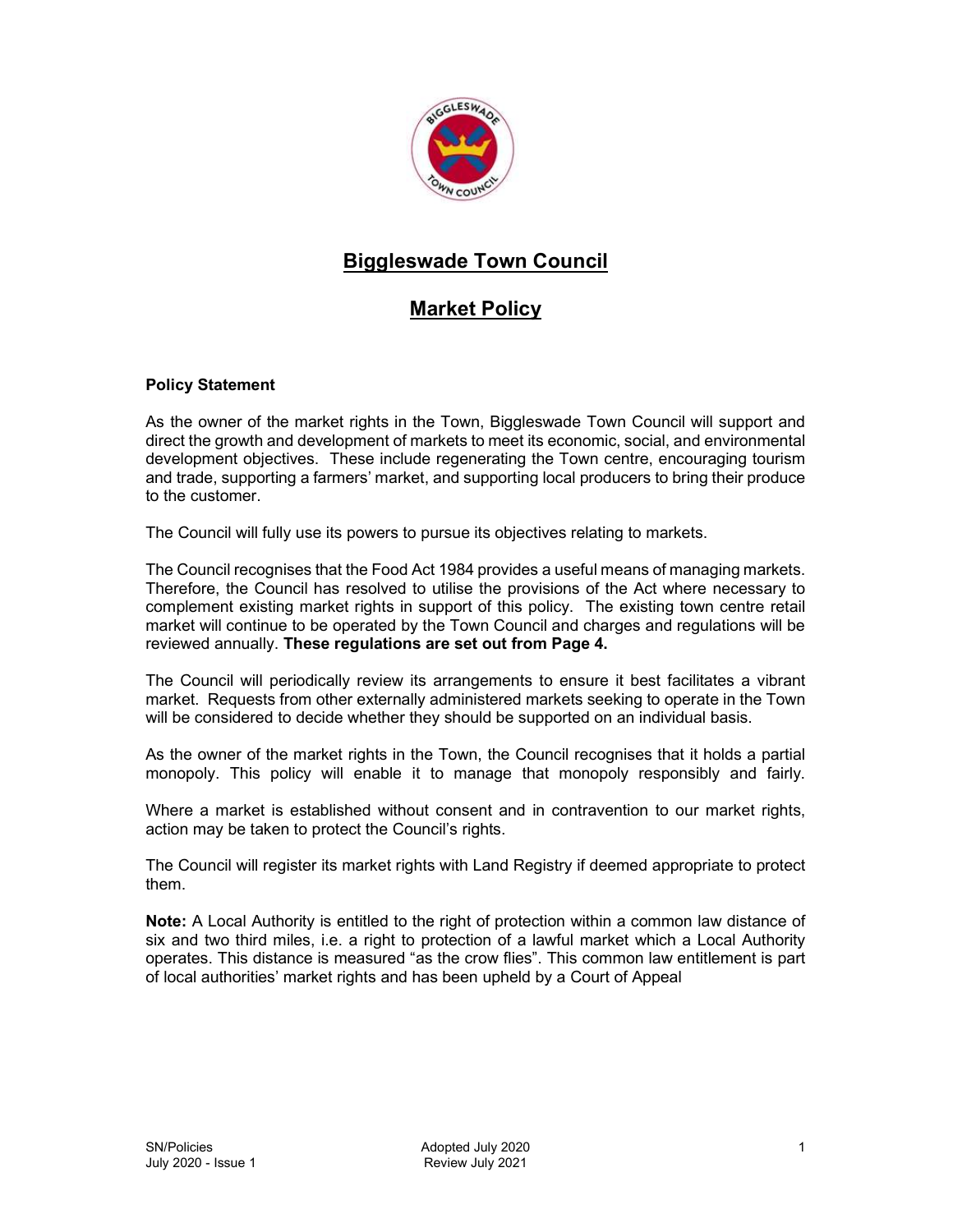# Biggleswade Town Council

## Market Policy

**Policy Statement**

As the owner of the market rights in the Town, Biggleswade Town Council will support and direct the growth and development of markets to meet its economic, social, and environmental development objectives. These include regenerating the Town centre, encouraging tourism and trade, supporting a farmers' market, and supporting local producers to bring their produce to the customer.

The Council will fully use its powers to pursue its objectives relating to markets.

The Council recognises that the Food Act 1984 provides a useful means of managing markets. Therefore, the Council has resolved to utilise the provisions of the Act where necessary to complement existing market rights in support of this policy. The existing town centre retail market will continue to be operated by the Town Council and charges and regulations will be reviewed annually. **These regulations are set out from Page 4.**

The Council will periodically review its arrangements to ensure it best facilitates a vibrant market. Requests from other externally administered markets seeking to operate in the Town will be considered to decide whether they should be supported on an individual basis.

As the owner of the market rights in the Town, the Council recognises that it holds a partial monopoly. This policy will enable it to manage that monopoly responsibly and fairly.

Where a market is established without consent and in contravention to our market rights, action may be taken to protect the Council's rights.

The Council will register its market rights with Land Registry if deemed appropriate to protect them.

**Note:** A Local Authority is entitled to the right of protection within a common law distance of six and two third miles, i.e. a right to protection of a lawful market which a Local Authority operates. This distance is measured "as the crow flies". This common law entitlement is part of local authorities' market rights and has been upheld by a Court of Appeal

SN/Policies
July 2020 - Issue 1

Adopted July 2020
Review July 2021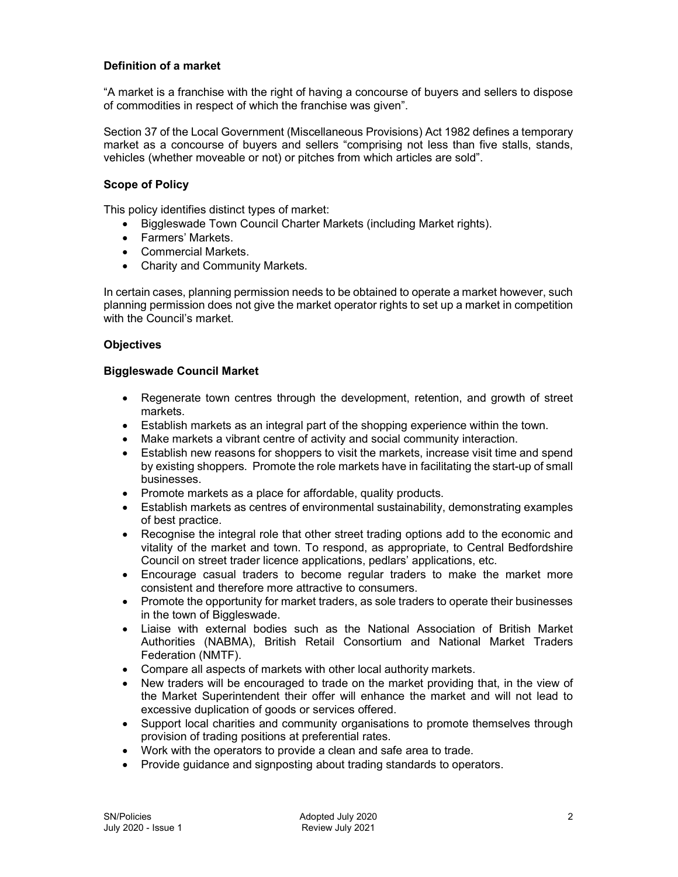## Definition of a market

"A market is a franchise with the right of having a concourse of buyers and sellers to dispose of commodities in respect of which the franchise was given".

Section 37 of the Local Government (Miscellaneous Provisions) Act 1982 defines a temporary market as a concourse of buyers and sellers "comprising not less than five stalls, stands, vehicles (whether moveable or not) or pitches from which articles are sold".

## Scope of Policy

This policy identifies distinct types of market:

- Biggleswade Town Council Charter Markets (including Market rights).
- Farmers' Markets.
- Commercial Markets.
- Charity and Community Markets.

In certain cases, planning permission needs to be obtained to operate a market however, such planning permission does not give the market operator rights to set up a market in competition with the Council's market.

## Objectives

### Biggleswade Council Market

- Regenerate town centres through the development, retention, and growth of street markets.
- Establish markets as an integral part of the shopping experience within the town.
- Make markets a vibrant centre of activity and social community interaction.
- Establish new reasons for shoppers to visit the markets, increase visit time and spend by existing shoppers. Promote the role markets have in facilitating the start-up of small businesses.
- Promote markets as a place for affordable, quality products.
- Establish markets as centres of environmental sustainability, demonstrating examples of best practice.
- Recognise the integral role that other street trading options add to the economic and vitality of the market and town. To respond, as appropriate, to Central Bedfordshire Council on street trader licence applications, pedlars' applications, etc.
- Encourage casual traders to become regular traders to make the market more consistent and therefore more attractive to consumers.
- Promote the opportunity for market traders, as sole traders to operate their businesses in the town of Biggleswade.
- Liaise with external bodies such as the National Association of British Market Authorities (NABMA), British Retail Consortium and National Market Traders Federation (NMTF).
- Compare all aspects of markets with other local authority markets.
- New traders will be encouraged to trade on the market providing that, in the view of the Market Superintendent their offer will enhance the market and will not lead to excessive duplication of goods or services offered.
- Support local charities and community organisations to promote themselves through provision of trading positions at preferential rates.
- Work with the operators to provide a clean and safe area to trade.
- Provide guidance and signposting about trading standards to operators.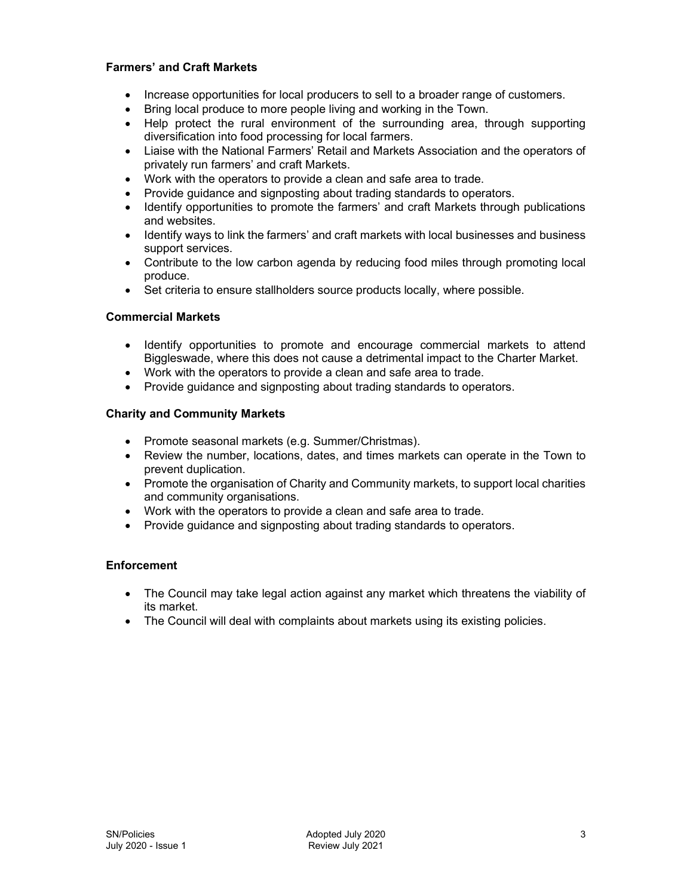**Farmers' and Craft Markets**

- Increase opportunities for local producers to sell to a broader range of customers.
- Bring local produce to more people living and working in the Town.
- Help protect the rural environment of the surrounding area, through supporting diversification into food processing for local farmers.
- Liaise with the National Farmers' Retail and Markets Association and the operators of privately run farmers' and craft Markets.
- Work with the operators to provide a clean and safe area to trade.
- Provide guidance and signposting about trading standards to operators.
- Identify opportunities to promote the farmers' and craft Markets through publications and websites.
- Identify ways to link the farmers' and craft markets with local businesses and business support services.
- Contribute to the low carbon agenda by reducing food miles through promoting local produce.
- Set criteria to ensure stallholders source products locally, where possible.

**Commercial Markets**

- Identify opportunities to promote and encourage commercial markets to attend Biggleswade, where this does not cause a detrimental impact to the Charter Market.
- Work with the operators to provide a clean and safe area to trade.
- Provide guidance and signposting about trading standards to operators.

**Charity and Community Markets**

- Promote seasonal markets (e.g. Summer/Christmas).
- Review the number, locations, dates, and times markets can operate in the Town to prevent duplication.
- Promote the organisation of Charity and Community markets, to support local charities and community organisations.
- Work with the operators to provide a clean and safe area to trade.
- Provide guidance and signposting about trading standards to operators.

**Enforcement**

- The Council may take legal action against any market which threatens the viability of its market.
- The Council will deal with complaints about markets using its existing policies.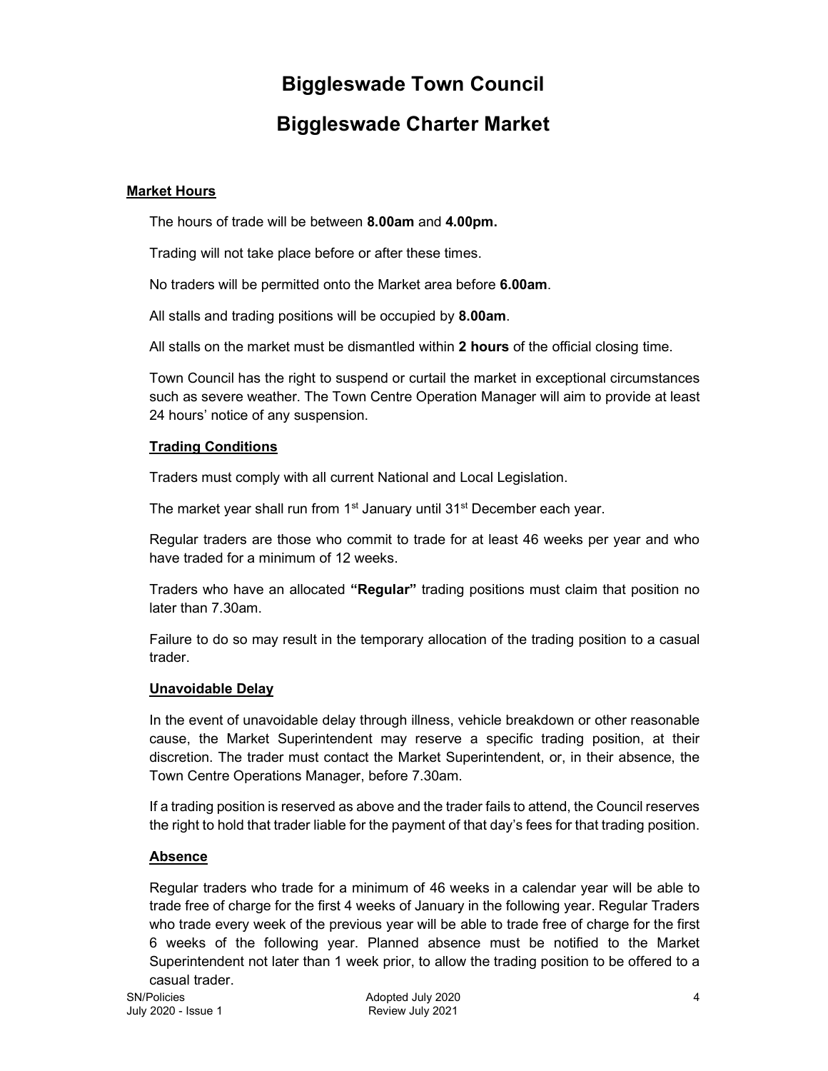# Biggleswade Town Council

# Biggleswade Charter Market

## Market Hours

The hours of trade will be between **8.00am** and **4.00pm.**

Trading will not take place before or after these times.

No traders will be permitted onto the Market area before **6.00am**.

All stalls and trading positions will be occupied by **8.00am**.

All stalls on the market must be dismantled within **2 hours** of the official closing time.

Town Council has the right to suspend or curtail the market in exceptional circumstances such as severe weather. The Town Centre Operation Manager will aim to provide at least 24 hours' notice of any suspension.

## Trading Conditions

Traders must comply with all current National and Local Legislation.

The market year shall run from 1st January until 31st December each year.

Regular traders are those who commit to trade for at least 46 weeks per year and who have traded for a minimum of 12 weeks.

Traders who have an allocated **"Regular"** trading positions must claim that position no later than 7.30am.

Failure to do so may result in the temporary allocation of the trading position to a casual trader.

## Unavoidable Delay

In the event of unavoidable delay through illness, vehicle breakdown or other reasonable cause, the Market Superintendent may reserve a specific trading position, at their discretion. The trader must contact the Market Superintendent, or, in their absence, the Town Centre Operations Manager, before 7.30am.

If a trading position is reserved as above and the trader fails to attend, the Council reserves the right to hold that trader liable for the payment of that day's fees for that trading position.

## Absence

Regular traders who trade for a minimum of 46 weeks in a calendar year will be able to trade free of charge for the first 4 weeks of January in the following year. Regular Traders who trade every week of the previous year will be able to trade free of charge for the first 6 weeks of the following year. Planned absence must be notified to the Market Superintendent not later than 1 week prior, to allow the trading position to be offered to a casual trader.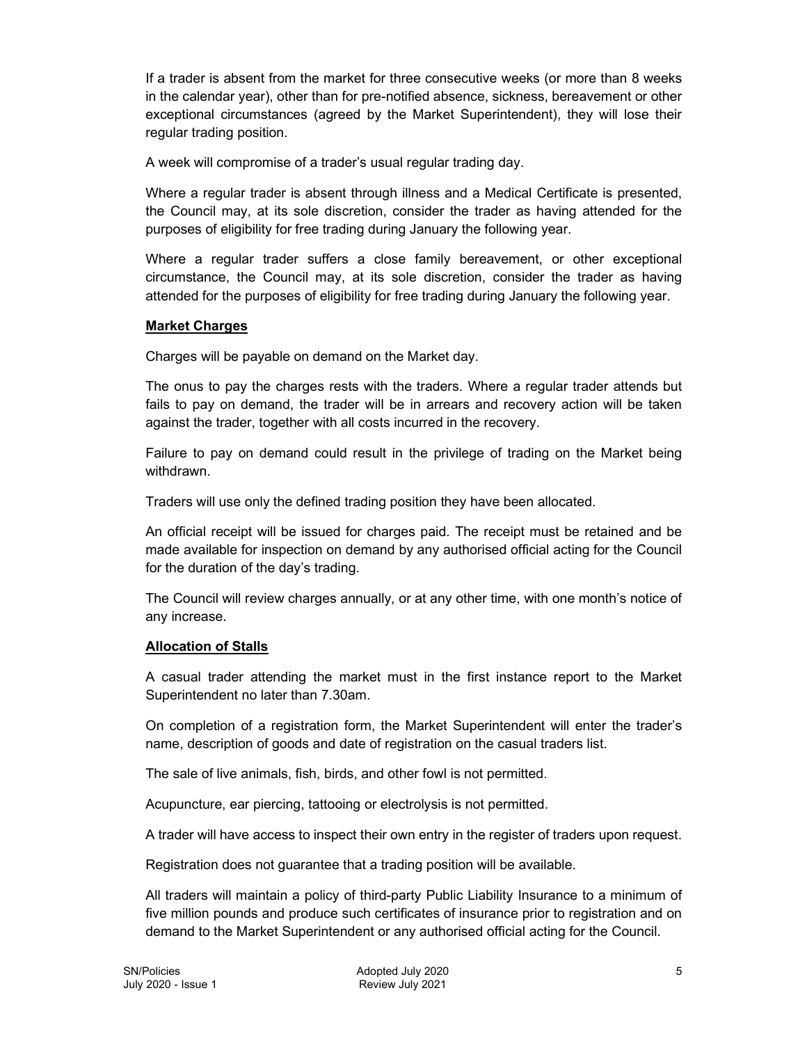If a trader is absent from the market for three consecutive weeks (or more than 8 weeks in the calendar year), other than for pre-notified absence, sickness, bereavement or other exceptional circumstances (agreed by the Market Superintendent), they will lose their regular trading position.

A week will compromise of a trader's usual regular trading day.

Where a regular trader is absent through illness and a Medical Certificate is presented, the Council may, at its sole discretion, consider the trader as having attended for the purposes of eligibility for free trading during January the following year.

Where a regular trader suffers a close family bereavement, or other exceptional circumstance, the Council may, at its sole discretion, consider the trader as having attended for the purposes of eligibility for free trading during January the following year.

**Market Charges**

Charges will be payable on demand on the Market day.

The onus to pay the charges rests with the traders. Where a regular trader attends but fails to pay on demand, the trader will be in arrears and recovery action will be taken against the trader, together with all costs incurred in the recovery.

Failure to pay on demand could result in the privilege of trading on the Market being withdrawn.

Traders will use only the defined trading position they have been allocated.

An official receipt will be issued for charges paid. The receipt must be retained and be made available for inspection on demand by any authorised official acting for the Council for the duration of the day's trading.

The Council will review charges annually, or at any other time, with one month's notice of any increase.

**Allocation of Stalls**

A casual trader attending the market must in the first instance report to the Market Superintendent no later than 7.30am.

On completion of a registration form, the Market Superintendent will enter the trader's name, description of goods and date of registration on the casual traders list.

The sale of live animals, fish, birds, and other fowl is not permitted.

Acupuncture, ear piercing, tattooing or electrolysis is not permitted.

A trader will have access to inspect their own entry in the register of traders upon request.

Registration does not guarantee that a trading position will be available.

All traders will maintain a policy of third-party Public Liability Insurance to a minimum of five million pounds and produce such certificates of insurance prior to registration and on demand to the Market Superintendent or any authorised official acting for the Council.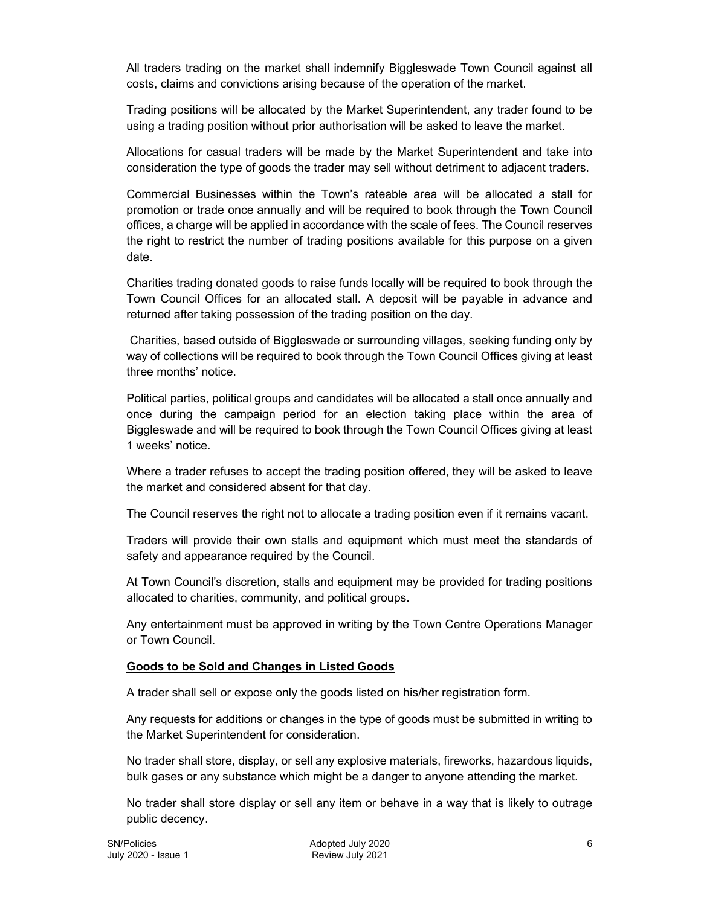All traders trading on the market shall indemnify Biggleswade Town Council against all costs, claims and convictions arising because of the operation of the market.

Trading positions will be allocated by the Market Superintendent, any trader found to be using a trading position without prior authorisation will be asked to leave the market.

Allocations for casual traders will be made by the Market Superintendent and take into consideration the type of goods the trader may sell without detriment to adjacent traders.

Commercial Businesses within the Town's rateable area will be allocated a stall for promotion or trade once annually and will be required to book through the Town Council offices, a charge will be applied in accordance with the scale of fees. The Council reserves the right to restrict the number of trading positions available for this purpose on a given date.

Charities trading donated goods to raise funds locally will be required to book through the Town Council Offices for an allocated stall. A deposit will be payable in advance and returned after taking possession of the trading position on the day.

Charities, based outside of Biggleswade or surrounding villages, seeking funding only by way of collections will be required to book through the Town Council Offices giving at least three months' notice.

Political parties, political groups and candidates will be allocated a stall once annually and once during the campaign period for an election taking place within the area of Biggleswade and will be required to book through the Town Council Offices giving at least 1 weeks' notice.

Where a trader refuses to accept the trading position offered, they will be asked to leave the market and considered absent for that day.

The Council reserves the right not to allocate a trading position even if it remains vacant.

Traders will provide their own stalls and equipment which must meet the standards of safety and appearance required by the Council.

At Town Council's discretion, stalls and equipment may be provided for trading positions allocated to charities, community, and political groups.

Any entertainment must be approved in writing by the Town Centre Operations Manager or Town Council.

**Goods to be Sold and Changes in Listed Goods**

A trader shall sell or expose only the goods listed on his/her registration form.

Any requests for additions or changes in the type of goods must be submitted in writing to the Market Superintendent for consideration.

No trader shall store, display, or sell any explosive materials, fireworks, hazardous liquids, bulk gases or any substance which might be a danger to anyone attending the market.

No trader shall store display or sell any item or behave in a way that is likely to outrage public decency.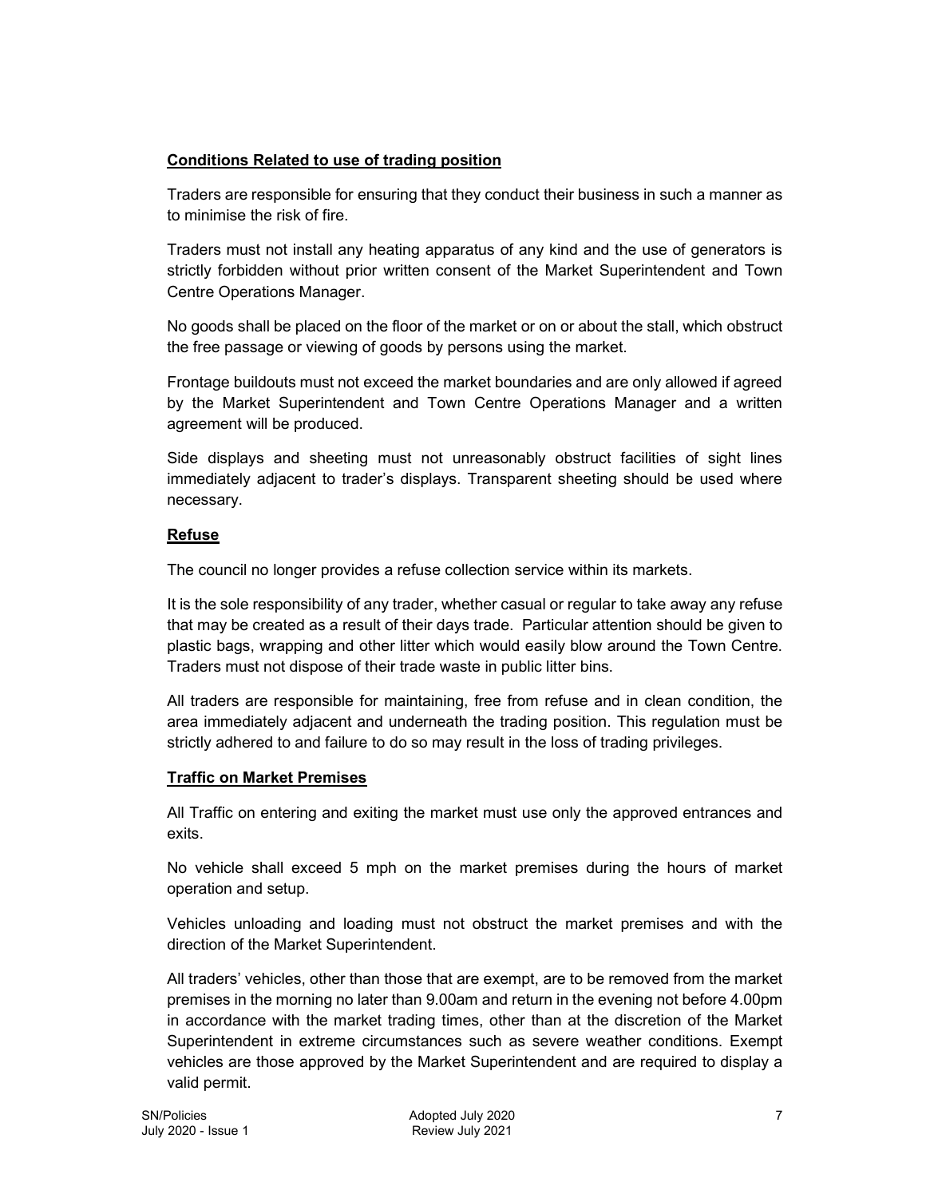**Conditions Related to use of trading position**

Traders are responsible for ensuring that they conduct their business in such a manner as to minimise the risk of fire.

Traders must not install any heating apparatus of any kind and the use of generators is strictly forbidden without prior written consent of the Market Superintendent and Town Centre Operations Manager.

No goods shall be placed on the floor of the market or on or about the stall, which obstruct the free passage or viewing of goods by persons using the market.

Frontage buildouts must not exceed the market boundaries and are only allowed if agreed by the Market Superintendent and Town Centre Operations Manager and a written agreement will be produced.

Side displays and sheeting must not unreasonably obstruct facilities of sight lines immediately adjacent to trader's displays. Transparent sheeting should be used where necessary.

**Refuse**

The council no longer provides a refuse collection service within its markets.

It is the sole responsibility of any trader, whether casual or regular to take away any refuse that may be created as a result of their days trade. Particular attention should be given to plastic bags, wrapping and other litter which would easily blow around the Town Centre. Traders must not dispose of their trade waste in public litter bins.

All traders are responsible for maintaining, free from refuse and in clean condition, the area immediately adjacent and underneath the trading position. This regulation must be strictly adhered to and failure to do so may result in the loss of trading privileges.

**Traffic on Market Premises**

All Traffic on entering and exiting the market must use only the approved entrances and exits.

No vehicle shall exceed 5 mph on the market premises during the hours of market operation and setup.

Vehicles unloading and loading must not obstruct the market premises and with the direction of the Market Superintendent.

All traders' vehicles, other than those that are exempt, are to be removed from the market premises in the morning no later than 9.00am and return in the evening not before 4.00pm in accordance with the market trading times, other than at the discretion of the Market Superintendent in extreme circumstances such as severe weather conditions. Exempt vehicles are those approved by the Market Superintendent and are required to display a valid permit.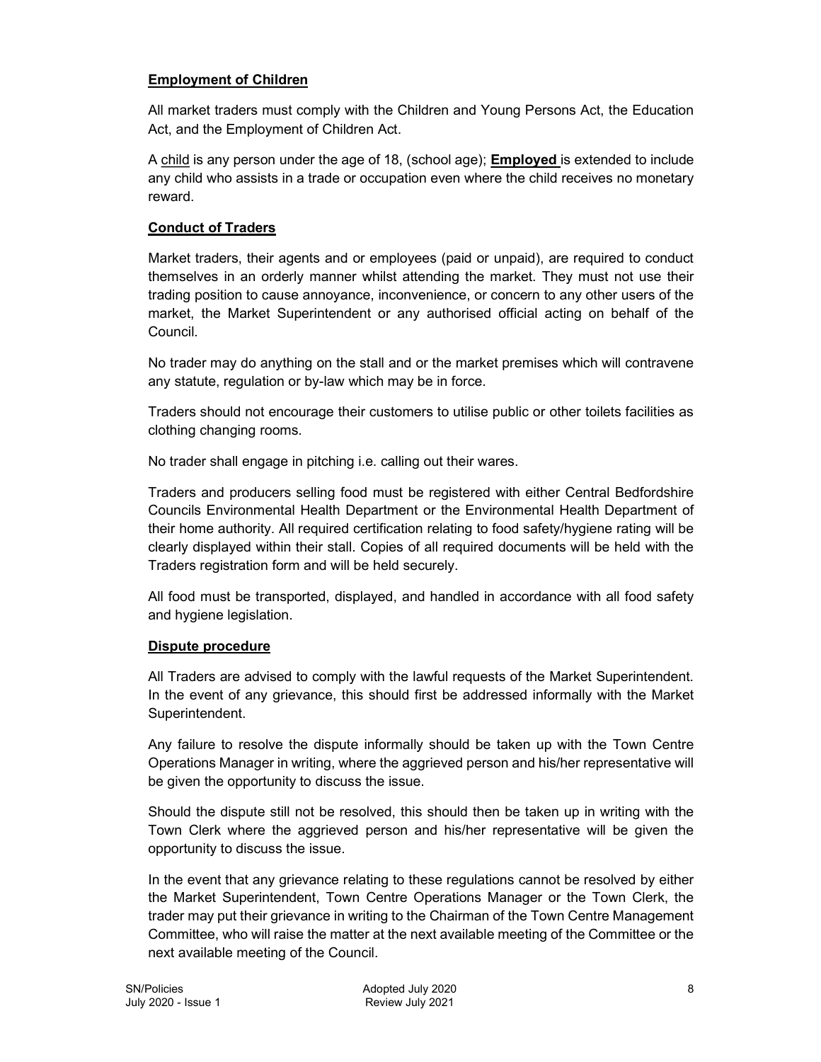**Employment of Children**

All market traders must comply with the Children and Young Persons Act, the Education Act, and the Employment of Children Act.

A child is any person under the age of 18, (school age); **Employed** is extended to include any child who assists in a trade or occupation even where the child receives no monetary reward.

**Conduct of Traders**

Market traders, their agents and or employees (paid or unpaid), are required to conduct themselves in an orderly manner whilst attending the market. They must not use their trading position to cause annoyance, inconvenience, or concern to any other users of the market, the Market Superintendent or any authorised official acting on behalf of the Council.

No trader may do anything on the stall and or the market premises which will contravene any statute, regulation or by-law which may be in force.

Traders should not encourage their customers to utilise public or other toilets facilities as clothing changing rooms.

No trader shall engage in pitching i.e. calling out their wares.

Traders and producers selling food must be registered with either Central Bedfordshire Councils Environmental Health Department or the Environmental Health Department of their home authority. All required certification relating to food safety/hygiene rating will be clearly displayed within their stall. Copies of all required documents will be held with the Traders registration form and will be held securely.

All food must be transported, displayed, and handled in accordance with all food safety and hygiene legislation.

**Dispute procedure**

All Traders are advised to comply with the lawful requests of the Market Superintendent. In the event of any grievance, this should first be addressed informally with the Market Superintendent.

Any failure to resolve the dispute informally should be taken up with the Town Centre Operations Manager in writing, where the aggrieved person and his/her representative will be given the opportunity to discuss the issue.

Should the dispute still not be resolved, this should then be taken up in writing with the Town Clerk where the aggrieved person and his/her representative will be given the opportunity to discuss the issue.

In the event that any grievance relating to these regulations cannot be resolved by either the Market Superintendent, Town Centre Operations Manager or the Town Clerk, the trader may put their grievance in writing to the Chairman of the Town Centre Management Committee, who will raise the matter at the next available meeting of the Committee or the next available meeting of the Council.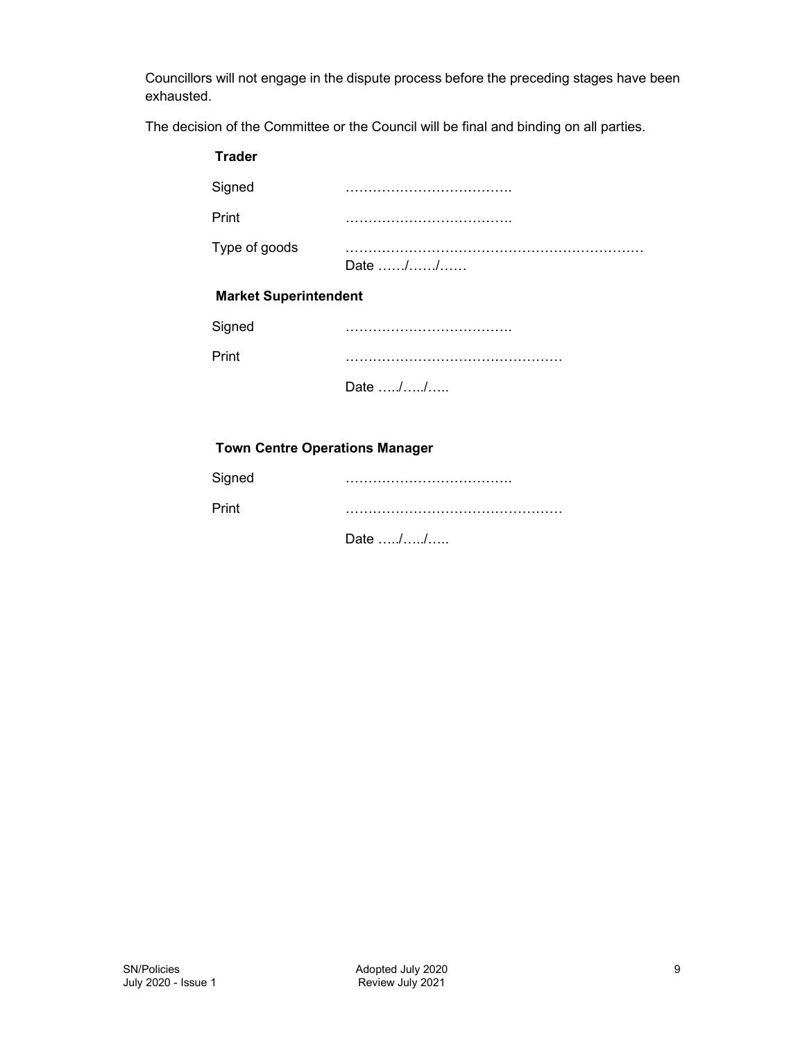Councillors will not engage in the dispute process before the preceding stages have been exhausted.

The decision of the Committee or the Council will be final and binding on all parties.

**Trader**

Signed ……………………………….

Print ……………………………….

Type of goods …………………………………………………………
Date ……/……/……

**Market Superintendent**

Signed ……………………………….

Print …………………………………………

Date …../…../…..

**Town Centre Operations Manager**

Signed ……………………………….

Print …………………………………………

Date …../…../…..

SN/Policies
July 2020 - Issue 1

Adopted July 2020
Review July 2021